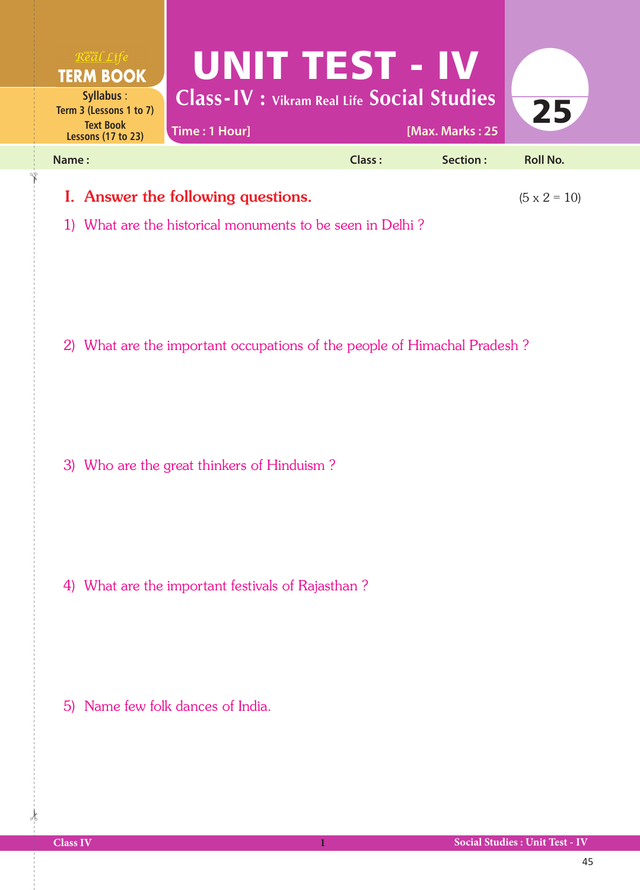Real Life **TERM BOOK**

**Syllabus** : Term 3 (Lessons 1 to 7)
Text Book Lessons (17 to 23)

# UNIT TEST - IV

## Class-IV : Vikram Real Life Social Studies

Time : 1 Hour] [Max. Marks : 25

**25**

**Name :** **Class :** **Section :** **Roll No.**

### I. Answer the following questions. (5 x 2 = 10)

1) What are the historical monuments to be seen in Delhi ?

2) What are the important occupations of the people of Himachal Pradesh ?

3) Who are the great thinkers of Hinduism ?

4) What are the important festivals of Rajasthan ?

5) Name few folk dances of India.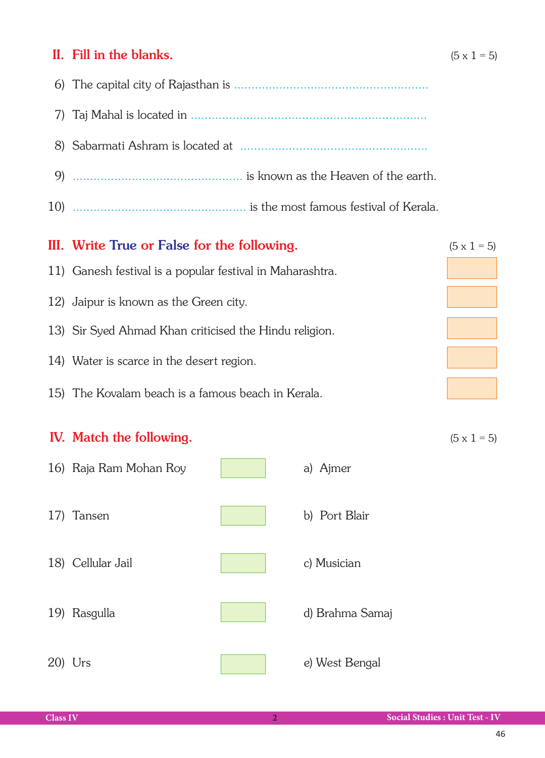## II. Fill in the blanks. (5 x 1 = 5)

6) The capital city of Rajasthan is .......................................................

7) Taj Mahal is located in ..................................................................

8) Sabarmati Ashram is located at .....................................................

9) ................................................ is known as the Heaven of the earth.

10) ................................................ is the most famous festival of Kerala.

## III. Write True or False for the following. (5 x 1 = 5)

11) Ganesh festival is a popular festival in Maharashtra.

12) Jaipur is known as the Green city.

13) Sir Syed Ahmad Khan criticised the Hindu religion.

14) Water is scarce in the desert region.

15) The Kovalam beach is a famous beach in Kerala.

## IV. Match the following. (5 x 1 = 5)

| | | |
|---|---|---|
| 16) Raja Ram Mohan Roy | | a) Ajmer |
| 17) Tansen | | b) Port Blair |
| 18) Cellular Jail | | c) Musician |
| 19) Rasgulla | | d) Brahma Samaj |
| 20) Urs | | e) West Bengal |